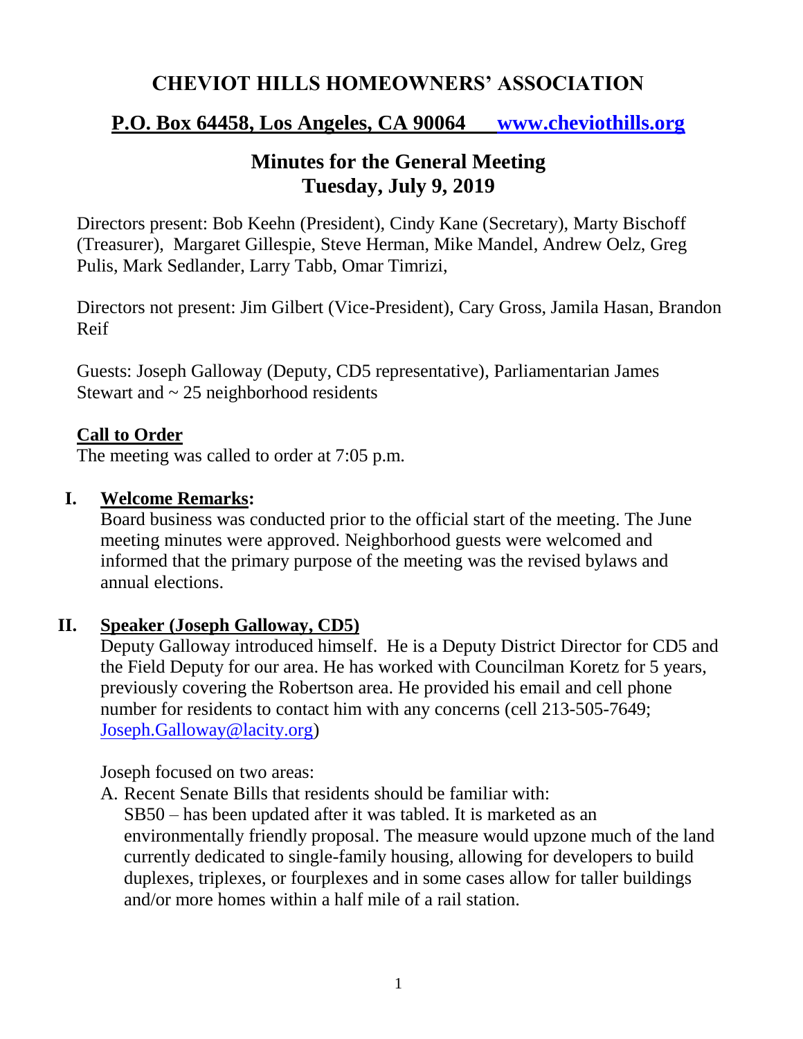# CHEVIOT HILLS HOMEOWNERS' ASSOCIATION

## P.O. Box 64458, Los Angeles, CA 90064 www.cheviothills.org

## Minutes for the General Meeting
## Tuesday, July 9, 2019

Directors present: Bob Keehn (President), Cindy Kane (Secretary), Marty Bischoff (Treasurer), Margaret Gillespie, Steve Herman, Mike Mandel, Andrew Oelz, Greg Pulis, Mark Sedlander, Larry Tabb, Omar Timrizi,

Directors not present: Jim Gilbert (Vice-President), Cary Gross, Jamila Hasan, Brandon Reif

Guests: Joseph Galloway (Deputy, CD5 representative), Parliamentarian James Stewart and ~ 25 neighborhood residents

**Call to Order**

The meeting was called to order at 7:05 p.m.

**I. Welcome Remarks:**

Board business was conducted prior to the official start of the meeting. The June meeting minutes were approved. Neighborhood guests were welcomed and informed that the primary purpose of the meeting was the revised bylaws and annual elections.

**II. Speaker (Joseph Galloway, CD5)**

Deputy Galloway introduced himself. He is a Deputy District Director for CD5 and the Field Deputy for our area. He has worked with Councilman Koretz for 5 years, previously covering the Robertson area. He provided his email and cell phone number for residents to contact him with any concerns (cell 213-505-7649; Joseph.Galloway@lacity.org)

Joseph focused on two areas:

A. Recent Senate Bills that residents should be familiar with:
   SB50 – has been updated after it was tabled. It is marketed as an environmentally friendly proposal. The measure would upzone much of the land currently dedicated to single-family housing, allowing for developers to build duplexes, triplexes, or fourplexes and in some cases allow for taller buildings and/or more homes within a half mile of a rail station.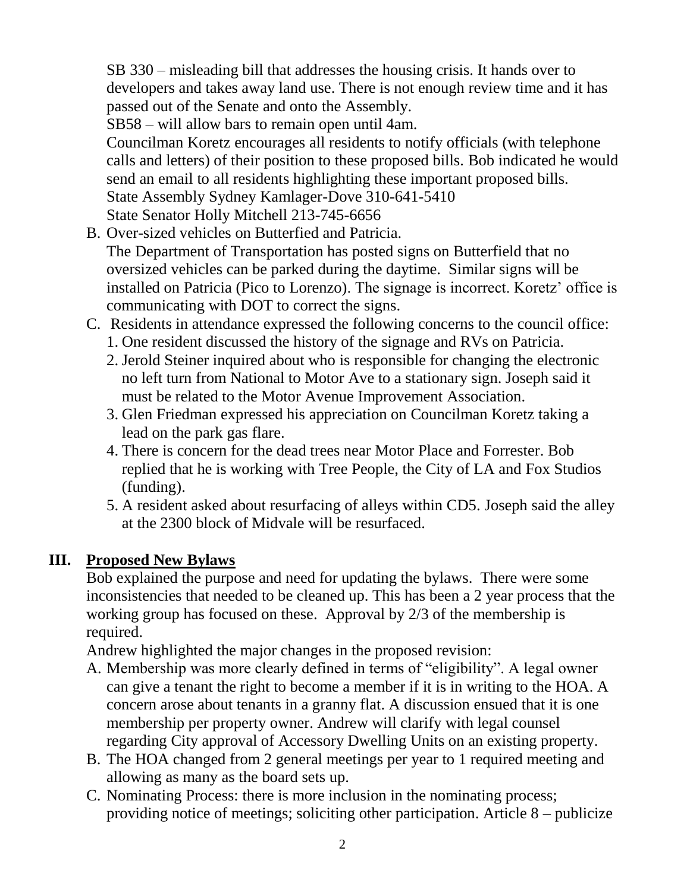SB 330 – misleading bill that addresses the housing crisis. It hands over to developers and takes away land use. There is not enough review time and it has passed out of the Senate and onto the Assembly.
SB58 – will allow bars to remain open until 4am.
Councilman Koretz encourages all residents to notify officials (with telephone calls and letters) of their position to these proposed bills. Bob indicated he would send an email to all residents highlighting these important proposed bills.
State Assembly Sydney Kamlager-Dove 310-641-5410
State Senator Holly Mitchell 213-745-6656

B. Over-sized vehicles on Butterfied and Patricia.
   The Department of Transportation has posted signs on Butterfield that no oversized vehicles can be parked during the daytime. Similar signs will be installed on Patricia (Pico to Lorenzo). The signage is incorrect. Koretz' office is communicating with DOT to correct the signs.
C. Residents in attendance expressed the following concerns to the council office:
   1. One resident discussed the history of the signage and RVs on Patricia.
   2. Jerold Steiner inquired about who is responsible for changing the electronic no left turn from National to Motor Ave to a stationary sign. Joseph said it must be related to the Motor Avenue Improvement Association.
   3. Glen Friedman expressed his appreciation on Councilman Koretz taking a lead on the park gas flare.
   4. There is concern for the dead trees near Motor Place and Forrester. Bob replied that he is working with Tree People, the City of LA and Fox Studios (funding).
   5. A resident asked about resurfacing of alleys within CD5. Joseph said the alley at the 2300 block of Midvale will be resurfaced.

## III. Proposed New Bylaws

Bob explained the purpose and need for updating the bylaws. There were some inconsistencies that needed to be cleaned up. This has been a 2 year process that the working group has focused on these. Approval by 2/3 of the membership is required.

Andrew highlighted the major changes in the proposed revision:

A. Membership was more clearly defined in terms of "eligibility". A legal owner can give a tenant the right to become a member if it is in writing to the HOA. A concern arose about tenants in a granny flat. A discussion ensued that it is one membership per property owner. Andrew will clarify with legal counsel regarding City approval of Accessory Dwelling Units on an existing property.
B. The HOA changed from 2 general meetings per year to 1 required meeting and allowing as many as the board sets up.
C. Nominating Process: there is more inclusion in the nominating process; providing notice of meetings; soliciting other participation. Article 8 – publicize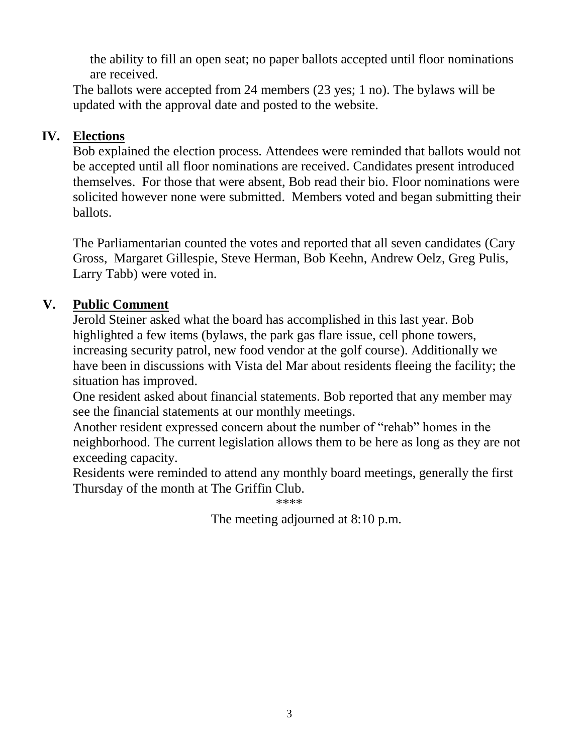the ability to fill an open seat; no paper ballots accepted until floor nominations are received.

The ballots were accepted from 24 members (23 yes; 1 no). The bylaws will be updated with the approval date and posted to the website.

## IV. Elections

Bob explained the election process. Attendees were reminded that ballots would not be accepted until all floor nominations are received. Candidates present introduced themselves. For those that were absent, Bob read their bio. Floor nominations were solicited however none were submitted. Members voted and began submitting their ballots.

The Parliamentarian counted the votes and reported that all seven candidates (Cary Gross, Margaret Gillespie, Steve Herman, Bob Keehn, Andrew Oelz, Greg Pulis, Larry Tabb) were voted in.

## V. Public Comment

Jerold Steiner asked what the board has accomplished in this last year. Bob highlighted a few items (bylaws, the park gas flare issue, cell phone towers, increasing security patrol, new food vendor at the golf course). Additionally we have been in discussions with Vista del Mar about residents fleeing the facility; the situation has improved.

One resident asked about financial statements. Bob reported that any member may see the financial statements at our monthly meetings.

Another resident expressed concern about the number of "rehab" homes in the neighborhood. The current legislation allows them to be here as long as they are not exceeding capacity.

Residents were reminded to attend any monthly board meetings, generally the first Thursday of the month at The Griffin Club.

****

The meeting adjourned at 8:10 p.m.